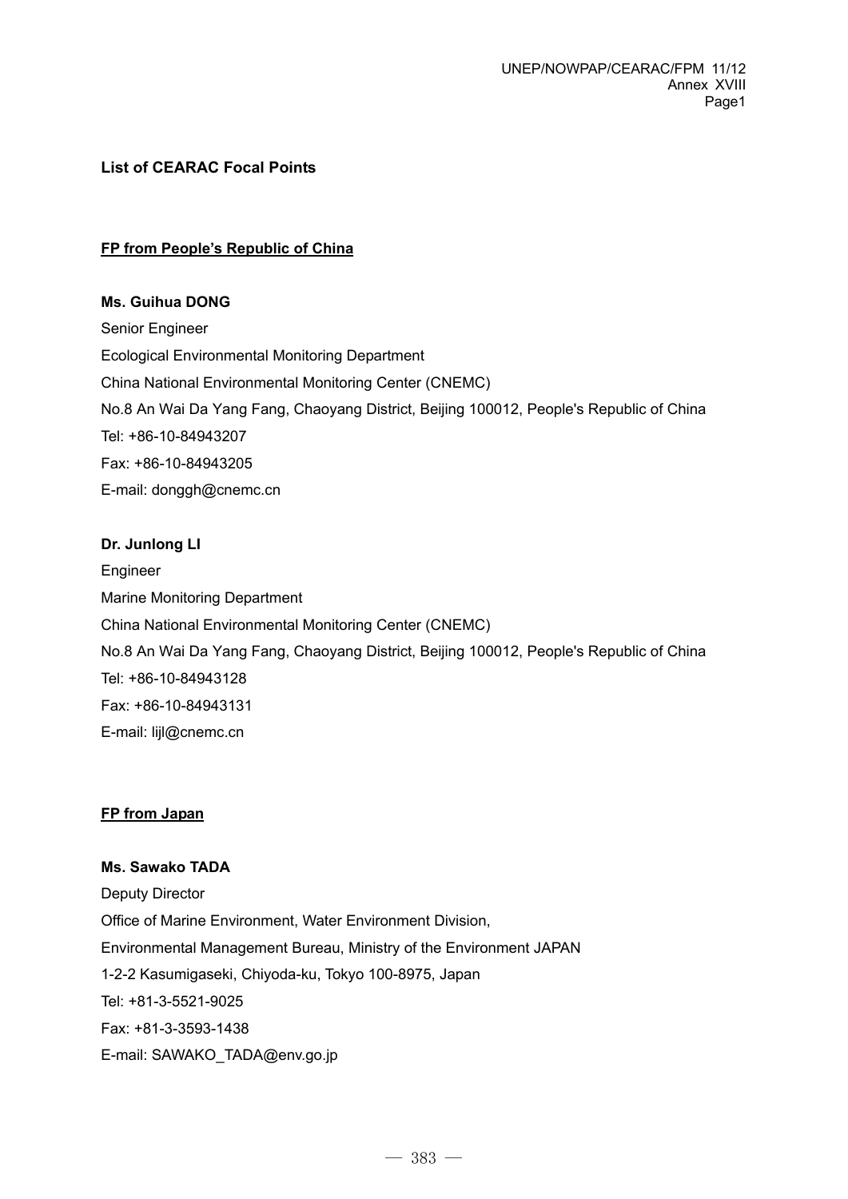**List of CEARAC Focal Points**

**FP from People's Republic of China**

**Ms. Guihua DONG**

Senior Engineer

Ecological Environmental Monitoring Department

China National Environmental Monitoring Center (CNEMC)

No.8 An Wai Da Yang Fang, Chaoyang District, Beijing 100012, People's Republic of China

Tel: +86-10-84943207

Fax: +86-10-84943205

E-mail: donggh@cnemc.cn

**Dr. Junlong LI**

Engineer

Marine Monitoring Department

China National Environmental Monitoring Center (CNEMC)

No.8 An Wai Da Yang Fang, Chaoyang District, Beijing 100012, People's Republic of China

Tel: +86-10-84943128

Fax: +86-10-84943131

E-mail: lijl@cnemc.cn

**FP from Japan**

**Ms. Sawako TADA**

Deputy Director

Office of Marine Environment, Water Environment Division,

Environmental Management Bureau, Ministry of the Environment JAPAN

1-2-2 Kasumigaseki, Chiyoda-ku, Tokyo 100-8975, Japan

Tel: +81-3-5521-9025

Fax: +81-3-3593-1438

E-mail: SAWAKO_TADA@env.go.jp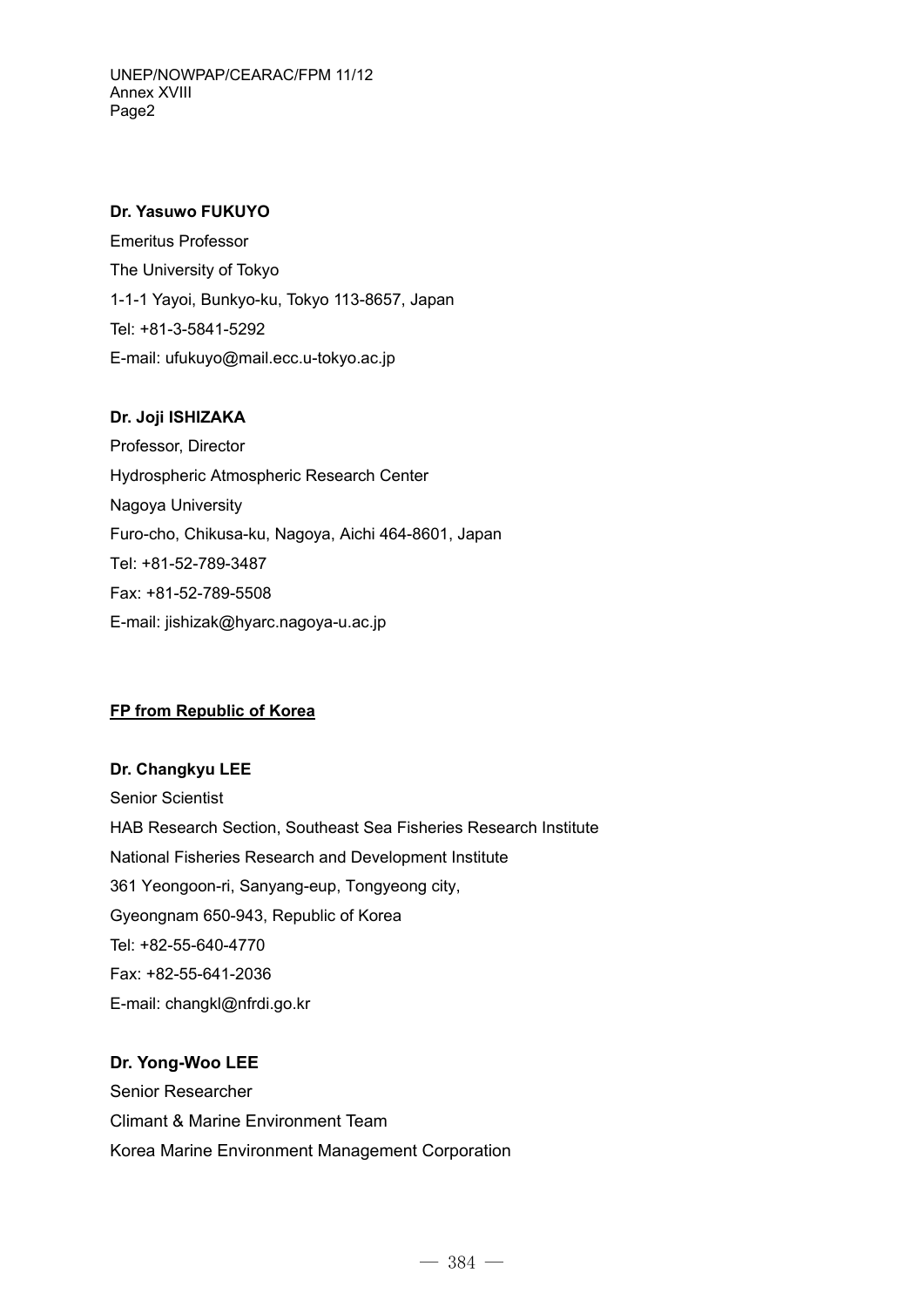**Dr. Yasuwo FUKUYO**

Emeritus Professor

The University of Tokyo

1-1-1 Yayoi, Bunkyo-ku, Tokyo 113-8657, Japan

Tel: +81-3-5841-5292

E-mail: ufukuyo@mail.ecc.u-tokyo.ac.jp

**Dr. Joji ISHIZAKA**

Professor, Director

Hydrospheric Atmospheric Research Center

Nagoya University

Furo-cho, Chikusa-ku, Nagoya, Aichi 464-8601, Japan

Tel: +81-52-789-3487

Fax: +81-52-789-5508

E-mail: jishizak@hyarc.nagoya-u.ac.jp

**FP from Republic of Korea**

**Dr. Changkyu LEE**

Senior Scientist

HAB Research Section, Southeast Sea Fisheries Research Institute

National Fisheries Research and Development Institute

361 Yeongoon-ri, Sanyang-eup, Tongyeong city,

Gyeongnam 650-943, Republic of Korea

Tel: +82-55-640-4770

Fax: +82-55-641-2036

E-mail: changkl@nfrdi.go.kr

**Dr. Yong-Woo LEE**

Senior Researcher

Climant & Marine Environment Team

Korea Marine Environment Management Corporation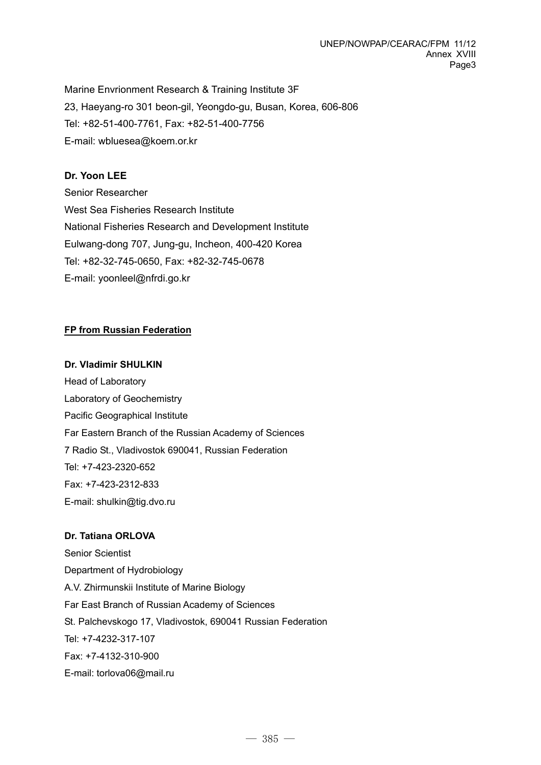Marine Envrionment Research & Training Institute 3F
23, Haeyang-ro 301 beon-gil, Yeongdo-gu, Busan, Korea, 606-806
Tel: +82-51-400-7761, Fax: +82-51-400-7756
E-mail: wbluesea@koem.or.kr

**Dr. Yoon LEE**
Senior Researcher
West Sea Fisheries Research Institute
National Fisheries Research and Development Institute
Eulwang-dong 707, Jung-gu, Incheon, 400-420 Korea
Tel: +82-32-745-0650, Fax: +82-32-745-0678
E-mail: yoonleel@nfrdi.go.kr

**FP from Russian Federation**

**Dr. Vladimir SHULKIN**
Head of Laboratory
Laboratory of Geochemistry
Pacific Geographical Institute
Far Eastern Branch of the Russian Academy of Sciences
7 Radio St., Vladivostok 690041, Russian Federation
Tel: +7-423-2320-652
Fax: +7-423-2312-833
E-mail: shulkin@tig.dvo.ru

**Dr. Tatiana ORLOVA**
Senior Scientist
Department of Hydrobiology
A.V. Zhirmunskii Institute of Marine Biology
Far East Branch of Russian Academy of Sciences
St. Palchevskogo 17, Vladivostok, 690041 Russian Federation
Tel: +7-4232-317-107
Fax: +7-4132-310-900
E-mail: torlova06@mail.ru